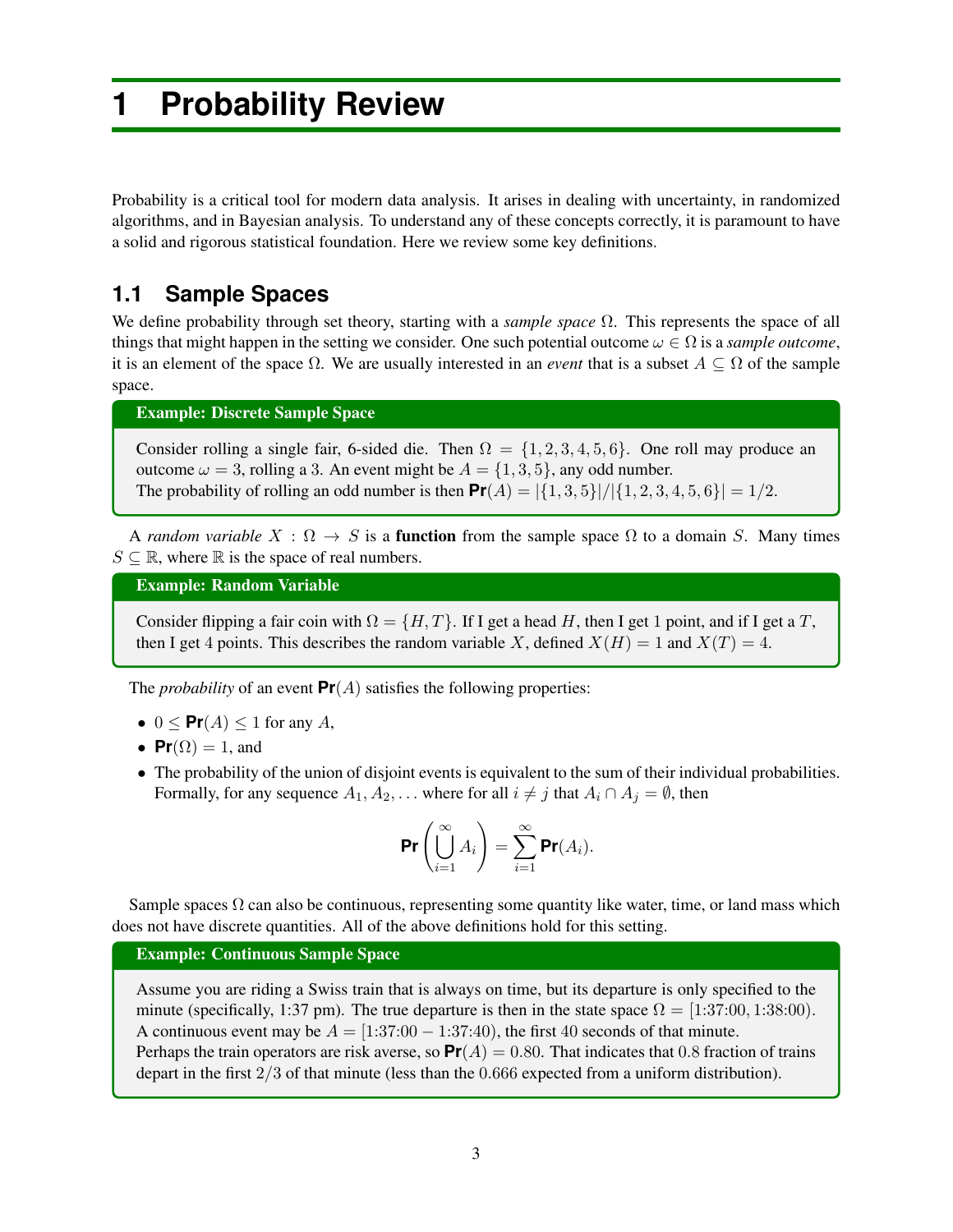# 1 Probability Review

Probability is a critical tool for modern data analysis. It arises in dealing with uncertainty, in randomized algorithms, and in Bayesian analysis. To understand any of these concepts correctly, it is paramount to have a solid and rigorous statistical foundation. Here we review some key definitions.

## 1.1 Sample Spaces

We define probability through set theory, starting with a *sample space* $\Omega$. This represents the space of all things that might happen in the setting we consider. One such potential outcome $\omega \in \Omega$ is a *sample outcome*, it is an element of the space $\Omega$. We are usually interested in an *event* that is a subset $A \subseteq \Omega$ of the sample space.

**Example: Discrete Sample Space**

Consider rolling a single fair, 6-sided die. Then $\Omega = \{1, 2, 3, 4, 5, 6\}$. One roll may produce an outcome $\omega = 3$, rolling a 3. An event might be $A = \{1, 3, 5\}$, any odd number.
The probability of rolling an odd number is then $\textbf{Pr}(A) = |\{1, 3, 5\}|/|\{1, 2, 3, 4, 5, 6\}| = 1/2$.

A *random variable* $X : \Omega \to S$ is a **function** from the sample space $\Omega$ to a domain $S$. Many times $S \subseteq \mathbb{R}$, where $\mathbb{R}$ is the space of real numbers.

**Example: Random Variable**

Consider flipping a fair coin with $\Omega = \{H, T\}$. If I get a head $H$, then I get 1 point, and if I get a $T$, then I get 4 points. This describes the random variable $X$, defined $X(H) = 1$ and $X(T) = 4$.

The *probability* of an event $\textbf{Pr}(A)$ satisfies the following properties:

- $0 \leq \textbf{Pr}(A) \leq 1$ for any $A$,
- $\textbf{Pr}(\Omega) = 1$, and
- The probability of the union of disjoint events is equivalent to the sum of their individual probabilities. Formally, for any sequence $A_1, A_2, \ldots$ where for all $i \neq j$ that $A_i \cap A_j = \emptyset$, then

$$\textbf{Pr}\left(\bigcup_{i=1}^{\infty} A_i\right) = \sum_{i=1}^{\infty} \textbf{Pr}(A_i).$$

Sample spaces $\Omega$ can also be continuous, representing some quantity like water, time, or land mass which does not have discrete quantities. All of the above definitions hold for this setting.

**Example: Continuous Sample Space**

Assume you are riding a Swiss train that is always on time, but its departure is only specified to the minute (specifically, 1:37 pm). The true departure is then in the state space $\Omega = [1{:}37{:}00, 1{:}38{:}00)$. A continuous event may be $A = [1{:}37{:}00 - 1{:}37{:}40)$, the first 40 seconds of that minute.
Perhaps the train operators are risk averse, so $\textbf{Pr}(A) = 0.80$. That indicates that 0.8 fraction of trains depart in the first $2/3$ of that minute (less than the 0.666 expected from a uniform distribution).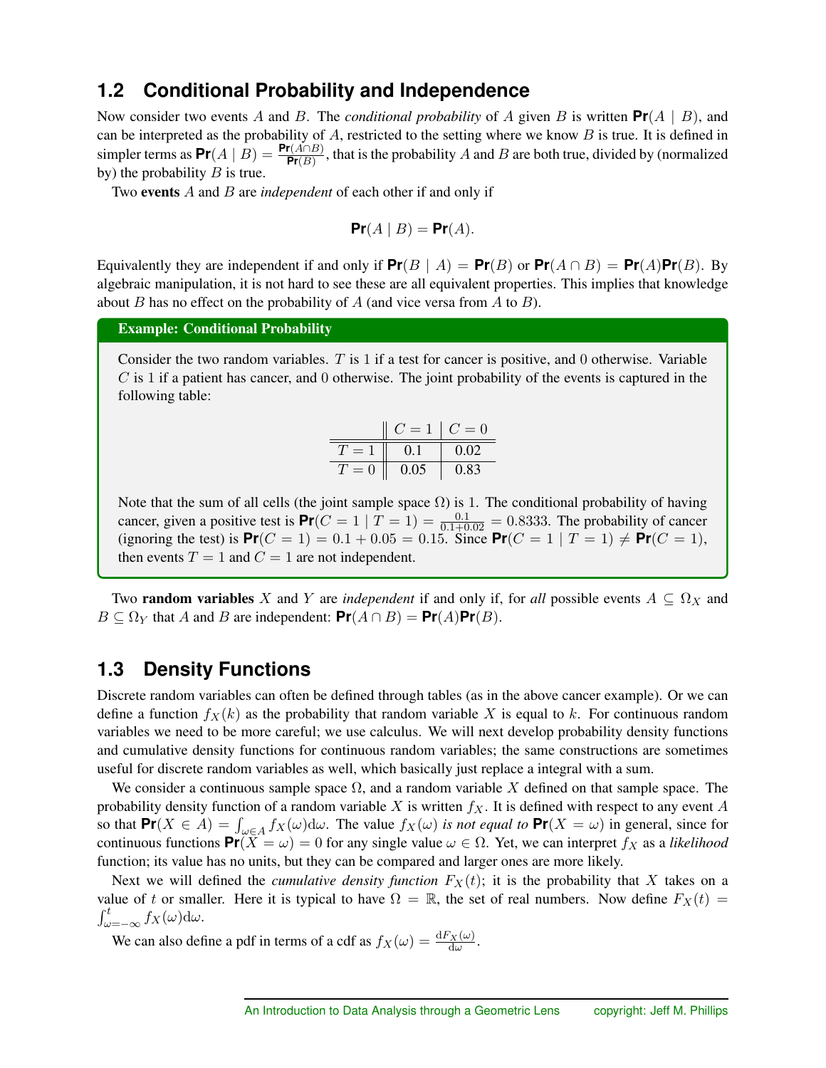## 1.2 Conditional Probability and Independence

Now consider two events $A$ and $B$. The *conditional probability* of $A$ given $B$ is written $\textbf{Pr}(A \mid B)$, and can be interpreted as the probability of $A$, restricted to the setting where we know $B$ is true. It is defined in simpler terms as $\textbf{Pr}(A \mid B) = \frac{\textbf{Pr}(A \cap B)}{\textbf{Pr}(B)}$, that is the probability $A$ and $B$ are both true, divided by (normalized by) the probability $B$ is true.

Two **events** $A$ and $B$ are *independent* of each other if and only if

$$\textbf{Pr}(A \mid B) = \textbf{Pr}(A).$$

Equivalently they are independent if and only if $\textbf{Pr}(B \mid A) = \textbf{Pr}(B)$ or $\textbf{Pr}(A \cap B) = \textbf{Pr}(A)\textbf{Pr}(B)$. By algebraic manipulation, it is not hard to see these are all equivalent properties. This implies that knowledge about $B$ has no effect on the probability of $A$ (and vice versa from $A$ to $B$).

**Example: Conditional Probability**

Consider the two random variables. $T$ is 1 if a test for cancer is positive, and 0 otherwise. Variable $C$ is 1 if a patient has cancer, and 0 otherwise. The joint probability of the events is captured in the following table:

| | $C = 1$ | $C = 0$ |
|---|---|---|
| $T = 1$ | 0.1 | 0.02 |
| $T = 0$ | 0.05 | 0.83 |

Note that the sum of all cells (the joint sample space $\Omega$) is 1. The conditional probability of having cancer, given a positive test is $\textbf{Pr}(C = 1 \mid T = 1) = \frac{0.1}{0.1+0.02} = 0.8333$. The probability of cancer (ignoring the test) is $\textbf{Pr}(C = 1) = 0.1 + 0.05 = 0.15$. Since $\textbf{Pr}(C = 1 \mid T = 1) \neq \textbf{Pr}(C = 1)$, then events $T = 1$ and $C = 1$ are not independent.

Two **random variables** $X$ and $Y$ are *independent* if and only if, for *all* possible events $A \subseteq \Omega_X$ and $B \subseteq \Omega_Y$ that $A$ and $B$ are independent: $\textbf{Pr}(A \cap B) = \textbf{Pr}(A)\textbf{Pr}(B)$.

## 1.3 Density Functions

Discrete random variables can often be defined through tables (as in the above cancer example). Or we can define a function $f_X(k)$ as the probability that random variable $X$ is equal to $k$. For continuous random variables we need to be more careful; we use calculus. We will next develop probability density functions and cumulative density functions for continuous random variables; the same constructions are sometimes useful for discrete random variables as well, which basically just replace a integral with a sum.

We consider a continuous sample space $\Omega$, and a random variable $X$ defined on that sample space. The probability density function of a random variable $X$ is written $f_X$. It is defined with respect to any event $A$ so that $\textbf{Pr}(X \in A) = \int_{\omega \in A} f_X(\omega) \mathrm{d}\omega$. The value $f_X(\omega)$ *is not equal to* $\textbf{Pr}(X = \omega)$ in general, since for continuous functions $\textbf{Pr}(X = \omega) = 0$ for any single value $\omega \in \Omega$. Yet, we can interpret $f_X$ as a *likelihood* function; its value has no units, but they can be compared and larger ones are more likely.

Next we will defined the *cumulative density function* $F_X(t)$; it is the probability that $X$ takes on a value of $t$ or smaller. Here it is typical to have $\Omega = \mathbb{R}$, the set of real numbers. Now define $F_X(t) = \int_{\omega=-\infty}^{t} f_X(\omega) \mathrm{d}\omega$.

We can also define a pdf in terms of a cdf as $f_X(\omega) = \frac{\mathrm{d}F_X(\omega)}{\mathrm{d}\omega}$.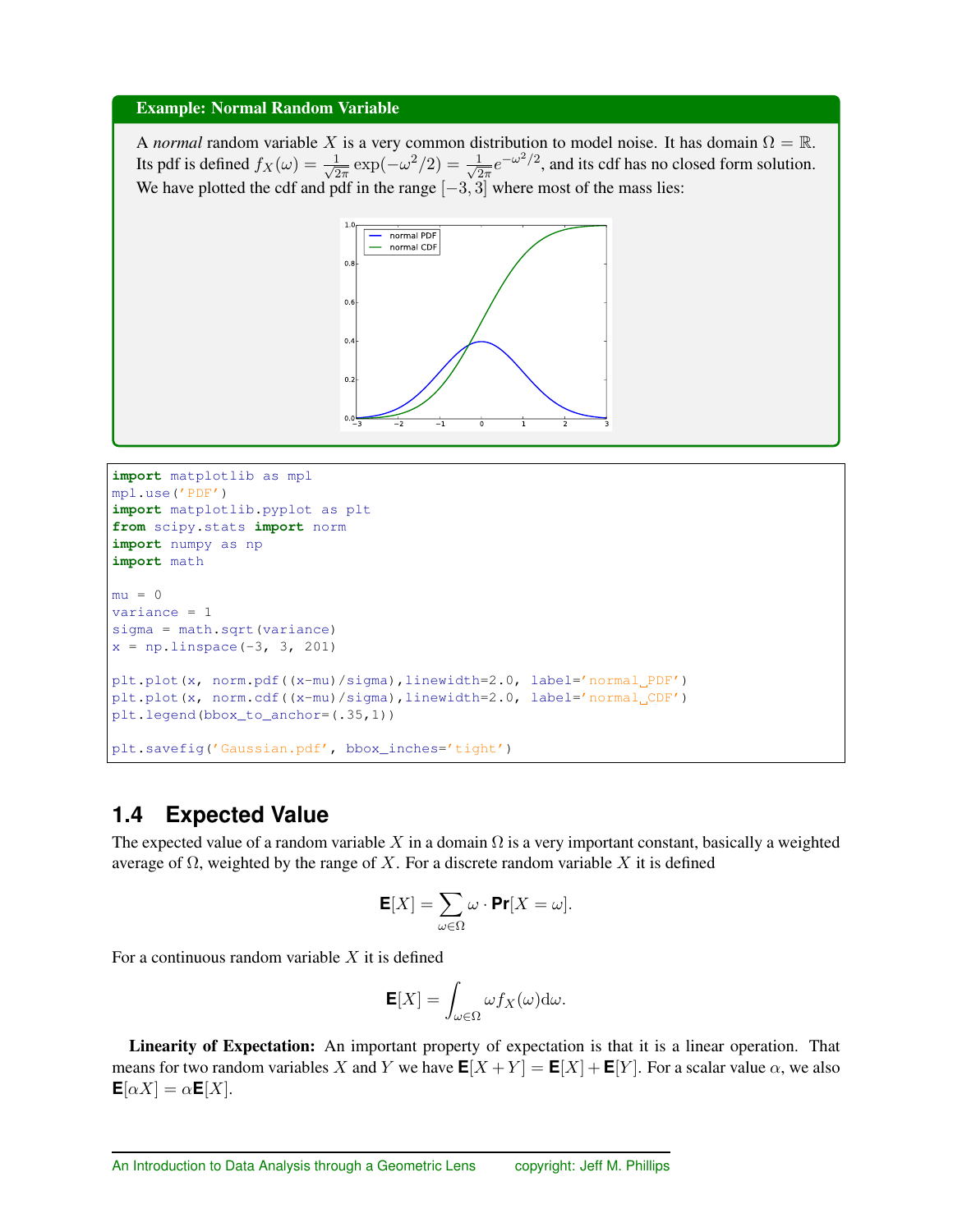**Example: Normal Random Variable**

A *normal* random variable $X$ is a very common distribution to model noise. It has domain $\Omega = \mathbb{R}$. Its pdf is defined $f_X(\omega) = \frac{1}{\sqrt{2\pi}} \exp(-\omega^2/2) = \frac{1}{\sqrt{2\pi}} e^{-\omega^2/2}$, and its cdf has no closed form solution. We have plotted the cdf and pdf in the range $[-3, 3]$ where most of the mass lies:

```
import matplotlib as mpl
mpl.use('PDF')
import matplotlib.pyplot as plt
from scipy.stats import norm
import numpy as np
import math

mu = 0
variance = 1
sigma = math.sqrt(variance)
x = np.linspace(-3, 3, 201)

plt.plot(x, norm.pdf((x-mu)/sigma),linewidth=2.0, label='normal PDF')
plt.plot(x, norm.cdf((x-mu)/sigma),linewidth=2.0, label='normal CDF')
plt.legend(bbox_to_anchor=(.35,1))

plt.savefig('Gaussian.pdf', bbox_inches='tight')
```

## 1.4 Expected Value

The expected value of a random variable $X$ in a domain $\Omega$ is a very important constant, basically a weighted average of $\Omega$, weighted by the range of $X$. For a discrete random variable $X$ it is defined

$$\mathbf{E}[X] = \sum_{\omega \in \Omega} \omega \cdot \mathbf{Pr}[X = \omega].$$

For a continuous random variable $X$ it is defined

$$\mathbf{E}[X] = \int_{\omega \in \Omega} \omega f_X(\omega) \mathrm{d}\omega.$$

**Linearity of Expectation:** An important property of expectation is that it is a linear operation. That means for two random variables $X$ and $Y$ we have $\mathbf{E}[X + Y] = \mathbf{E}[X] + \mathbf{E}[Y]$. For a scalar value $\alpha$, we also $\mathbf{E}[\alpha X] = \alpha \mathbf{E}[X]$.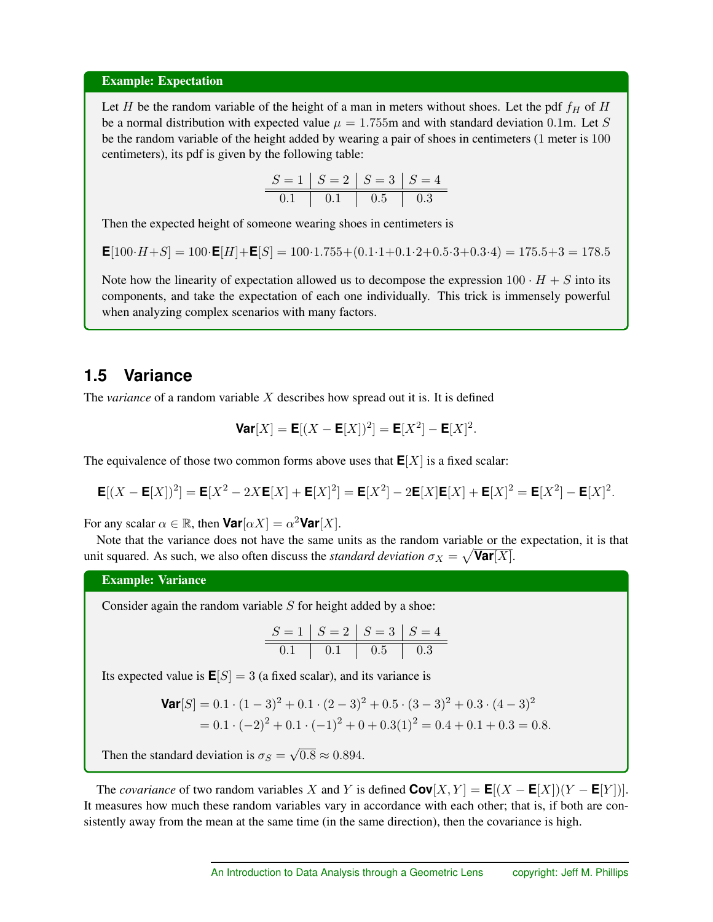**Example: Expectation**

Let $H$ be the random variable of the height of a man in meters without shoes. Let the pdf $f_H$ of $H$ be a normal distribution with expected value $\mu = 1.755$m and with standard deviation $0.1$m. Let $S$ be the random variable of the height added by wearing a pair of shoes in centimeters (1 meter is 100 centimeters), its pdf is given by the following table:

| $S = 1$ | $S = 2$ | $S = 3$ | $S = 4$ |
|---|---|---|---|
| 0.1 | 0.1 | 0.5 | 0.3 |

Then the expected height of someone wearing shoes in centimeters is

$$\mathbf{E}[100 \cdot H + S] = 100 \cdot \mathbf{E}[H] + \mathbf{E}[S] = 100 \cdot 1.755 + (0.1 \cdot 1 + 0.1 \cdot 2 + 0.5 \cdot 3 + 0.3 \cdot 4) = 175.5 + 3 = 178.5$$

Note how the linearity of expectation allowed us to decompose the expression $100 \cdot H + S$ into its components, and take the expectation of each one individually. This trick is immensely powerful when analyzing complex scenarios with many factors.

## 1.5 Variance

The *variance* of a random variable $X$ describes how spread out it is. It is defined

$$\mathbf{Var}[X] = \mathbf{E}[(X - \mathbf{E}[X])^2] = \mathbf{E}[X^2] - \mathbf{E}[X]^2.$$

The equivalence of those two common forms above uses that $\mathbf{E}[X]$ is a fixed scalar:

$$\mathbf{E}[(X - \mathbf{E}[X])^2] = \mathbf{E}[X^2 - 2X\mathbf{E}[X] + \mathbf{E}[X]^2] = \mathbf{E}[X^2] - 2\mathbf{E}[X]\mathbf{E}[X] + \mathbf{E}[X]^2 = \mathbf{E}[X^2] - \mathbf{E}[X]^2.$$

For any scalar $\alpha \in \mathbb{R}$, then $\mathbf{Var}[\alpha X] = \alpha^2 \mathbf{Var}[X]$.

Note that the variance does not have the same units as the random variable or the expectation, it is that unit squared. As such, we also often discuss the *standard deviation* $\sigma_X = \sqrt{\mathbf{Var}[X]}$.

**Example: Variance**

Consider again the random variable $S$ for height added by a shoe:

| $S = 1$ | $S = 2$ | $S = 3$ | $S = 4$ |
|---|---|---|---|
| 0.1 | 0.1 | 0.5 | 0.3 |

Its expected value is $\mathbf{E}[S] = 3$ (a fixed scalar), and its variance is

$$\begin{aligned}
\mathbf{Var}[S] &= 0.1 \cdot (1-3)^2 + 0.1 \cdot (2-3)^2 + 0.5 \cdot (3-3)^2 + 0.3 \cdot (4-3)^2 \\
&= 0.1 \cdot (-2)^2 + 0.1 \cdot (-1)^2 + 0 + 0.3(1)^2 = 0.4 + 0.1 + 0.3 = 0.8.
\end{aligned}$$

Then the standard deviation is $\sigma_S = \sqrt{0.8} \approx 0.894$.

The *covariance* of two random variables $X$ and $Y$ is defined $\mathbf{Cov}[X, Y] = \mathbf{E}[(X - \mathbf{E}[X])(Y - \mathbf{E}[Y])]$. It measures how much these random variables vary in accordance with each other; that is, if both are consistently away from the mean at the same time (in the same direction), then the covariance is high.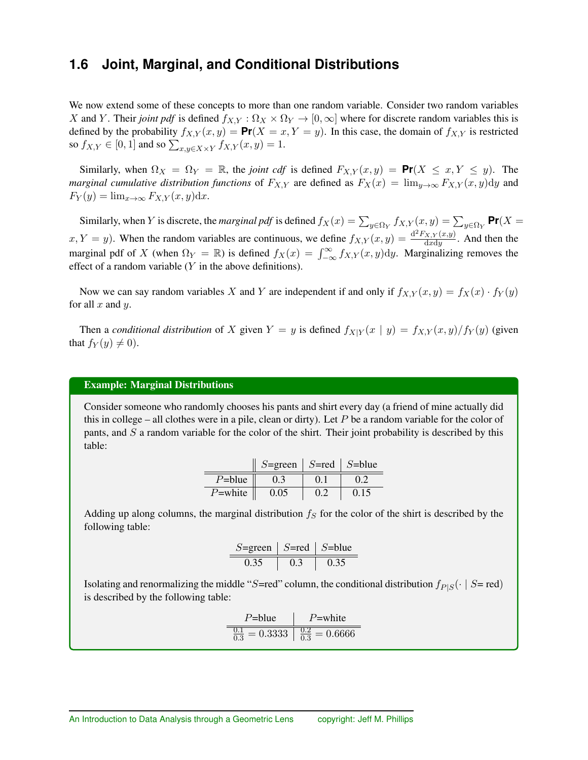## 1.6 Joint, Marginal, and Conditional Distributions

We now extend some of these concepts to more than one random variable. Consider two random variables $X$ and $Y$. Their *joint pdf* is defined $f_{X,Y} : \Omega_X \times \Omega_Y \to [0, \infty]$ where for discrete random variables this is defined by the probability $f_{X,Y}(x, y) = \textbf{Pr}(X = x, Y = y)$. In this case, the domain of $f_{X,Y}$ is restricted so $f_{X,Y} \in [0, 1]$ and so $\sum_{x,y \in X \times Y} f_{X,Y}(x, y) = 1$.

Similarly, when $\Omega_X = \Omega_Y = \mathbb{R}$, the *joint cdf* is defined $F_{X,Y}(x, y) = \textbf{Pr}(X \leq x, Y \leq y)$. The *marginal cumulative distribution functions* of $F_{X,Y}$ are defined as $F_X(x) = \lim_{y \to \infty} F_{X,Y}(x, y)\mathrm{d}y$ and $F_Y(y) = \lim_{x \to \infty} F_{X,Y}(x, y)\mathrm{d}x$.

Similarly, when $Y$ is discrete, the *marginal pdf* is defined $f_X(x) = \sum_{y \in \Omega_Y} f_{X,Y}(x, y) = \sum_{y \in \Omega_Y} \textbf{Pr}(X = x, Y = y)$. When the random variables are continuous, we define $f_{X,Y}(x, y) = \frac{\mathrm{d}^2 F_{X,Y}(x,y)}{\mathrm{d}x\mathrm{d}y}$. And then the marginal pdf of $X$ (when $\Omega_Y = \mathbb{R}$) is defined $f_X(x) = \int_{-\infty}^{\infty} f_{X,Y}(x, y)\mathrm{d}y$. Marginalizing removes the effect of a random variable ($Y$ in the above definitions).

Now we can say random variables $X$ and $Y$ are independent if and only if $f_{X,Y}(x, y) = f_X(x) \cdot f_Y(y)$ for all $x$ and $y$.

Then a *conditional distribution* of $X$ given $Y = y$ is defined $f_{X|Y}(x \mid y) = f_{X,Y}(x, y)/f_Y(y)$ (given that $f_Y(y) \neq 0$).

**Example: Marginal Distributions**

Consider someone who randomly chooses his pants and shirt every day (a friend of mine actually did this in college – all clothes were in a pile, clean or dirty). Let $P$ be a random variable for the color of pants, and $S$ a random variable for the color of the shirt. Their joint probability is described by this table:

| | $S$=green | $S$=red | $S$=blue |
|---|---|---|---|
| $P$=blue | 0.3 | 0.1 | 0.2 |
| $P$=white | 0.05 | 0.2 | 0.15 |

Adding up along columns, the marginal distribution $f_S$ for the color of the shirt is described by the following table:

| $S$=green | $S$=red | $S$=blue |
|---|---|---|
| 0.35 | 0.3 | 0.35 |

Isolating and renormalizing the middle "$S$=red" column, the conditional distribution $f_{P|S}(\cdot \mid S = \text{red})$ is described by the following table:

| $P$=blue | $P$=white |
|---|---|
| $\frac{0.1}{0.3} = 0.3333$ | $\frac{0.2}{0.3} = 0.6666$ |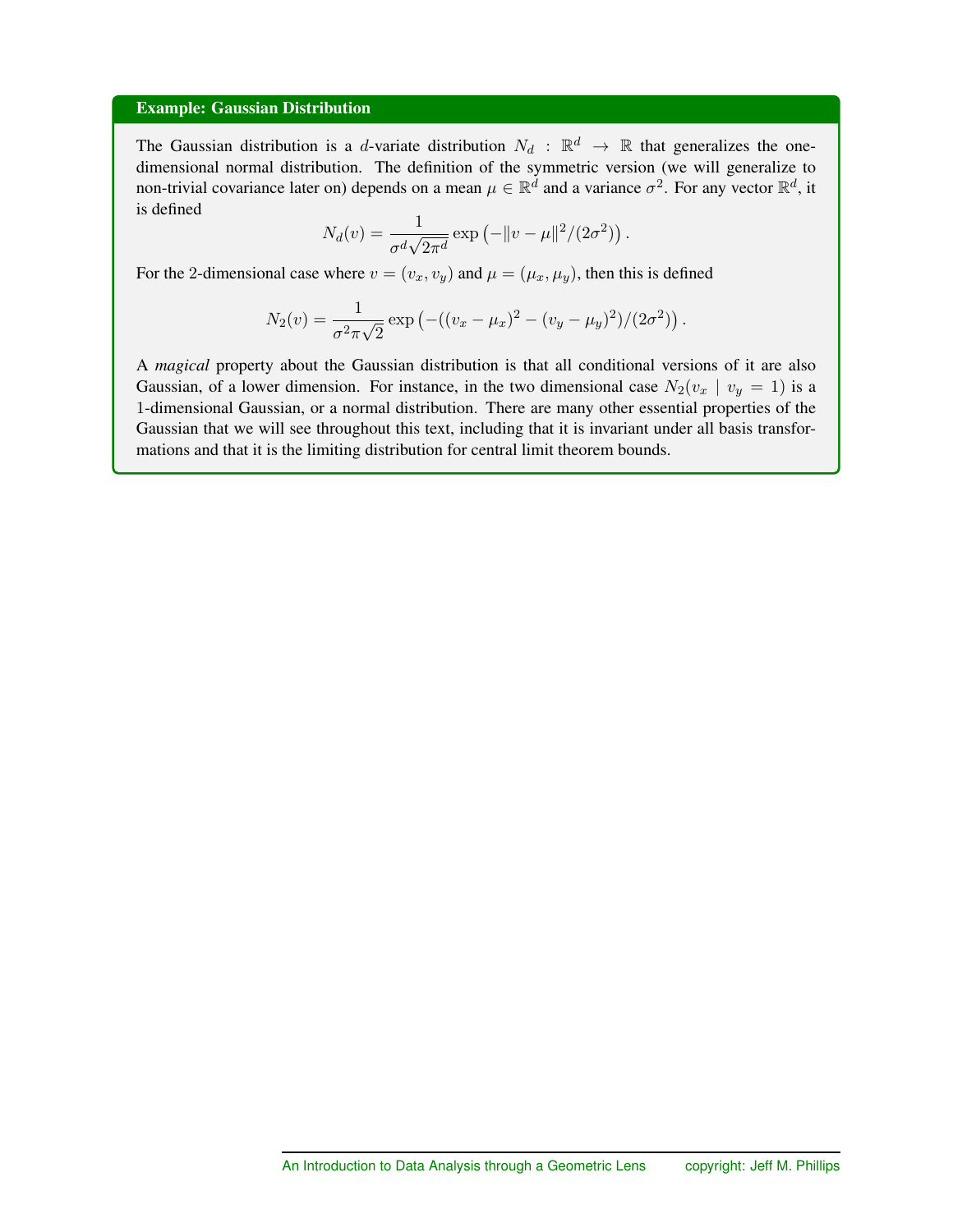### Example: Gaussian Distribution

The Gaussian distribution is a $d$-variate distribution $N_d : \mathbb{R}^d \to \mathbb{R}$ that generalizes the one-dimensional normal distribution. The definition of the symmetric version (we will generalize to non-trivial covariance later on) depends on a mean $\mu \in \mathbb{R}^d$ and a variance $\sigma^2$. For any vector $\mathbb{R}^d$, it is defined

$$N_d(v) = \frac{1}{\sigma^d \sqrt{2\pi}^d} \exp\left(-\|v - \mu\|^2/(2\sigma^2)\right).$$

For the 2-dimensional case where $v = (v_x, v_y)$ and $\mu = (\mu_x, \mu_y)$, then this is defined

$$N_2(v) = \frac{1}{\sigma^2 \pi \sqrt{2}} \exp\left(-((v_x - \mu_x)^2 - (v_y - \mu_y)^2)/(2\sigma^2)\right).$$

A *magical* property about the Gaussian distribution is that all conditional versions of it are also Gaussian, of a lower dimension. For instance, in the two dimensional case $N_2(v_x \mid v_y = 1)$ is a 1-dimensional Gaussian, or a normal distribution. There are many other essential properties of the Gaussian that we will see throughout this text, including that it is invariant under all basis transformations and that it is the limiting distribution for central limit theorem bounds.